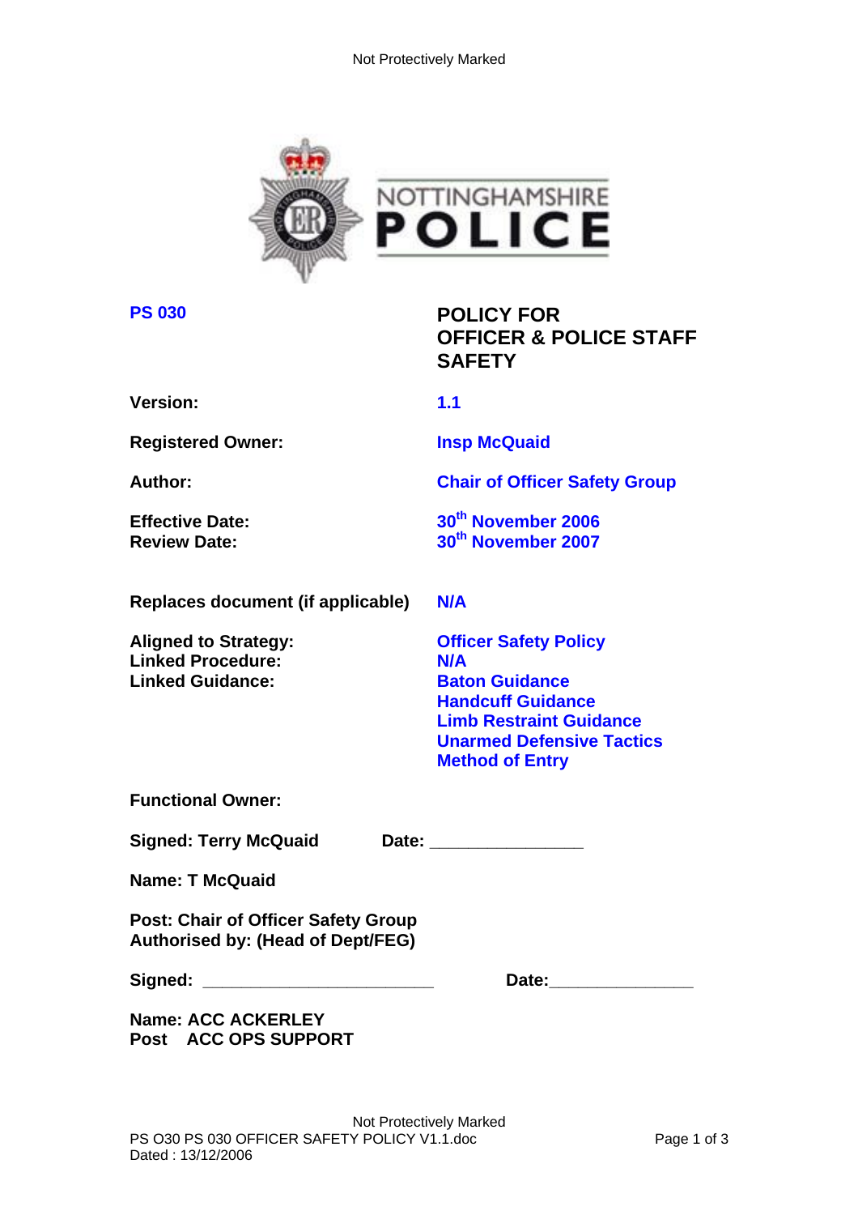**PS 030**

# POLICY FOR OFFICER & POLICE STAFF SAFETY

| | |
|---|---|
| **Version:** | **1.1** |
| **Registered Owner:** | **Insp McQuaid** |
| **Author:** | **Chair of Officer Safety Group** |
| **Effective Date:** | **30th November 2006** |
| **Review Date:** | **30th November 2007** |
| **Replaces document (if applicable)** | **N/A** |
| **Aligned to Strategy:** | **Officer Safety Policy** |
| **Linked Procedure:** | **N/A** |
| **Linked Guidance:** | **Baton Guidance**<br>**Handcuff Guidance**<br>**Limb Restraint Guidance**<br>**Unarmed Defensive Tactics**<br>**Method of Entry** |

**Functional Owner:**

**Signed: Terry McQuaid** **Date: _______________**

**Name: T McQuaid**

**Post: Chair of Officer Safety Group**
**Authorised by: (Head of Dept/FEG)**

**Signed: _______________________** **Date:_______________**

**Name: ACC ACKERLEY**
**Post ACC OPS SUPPORT**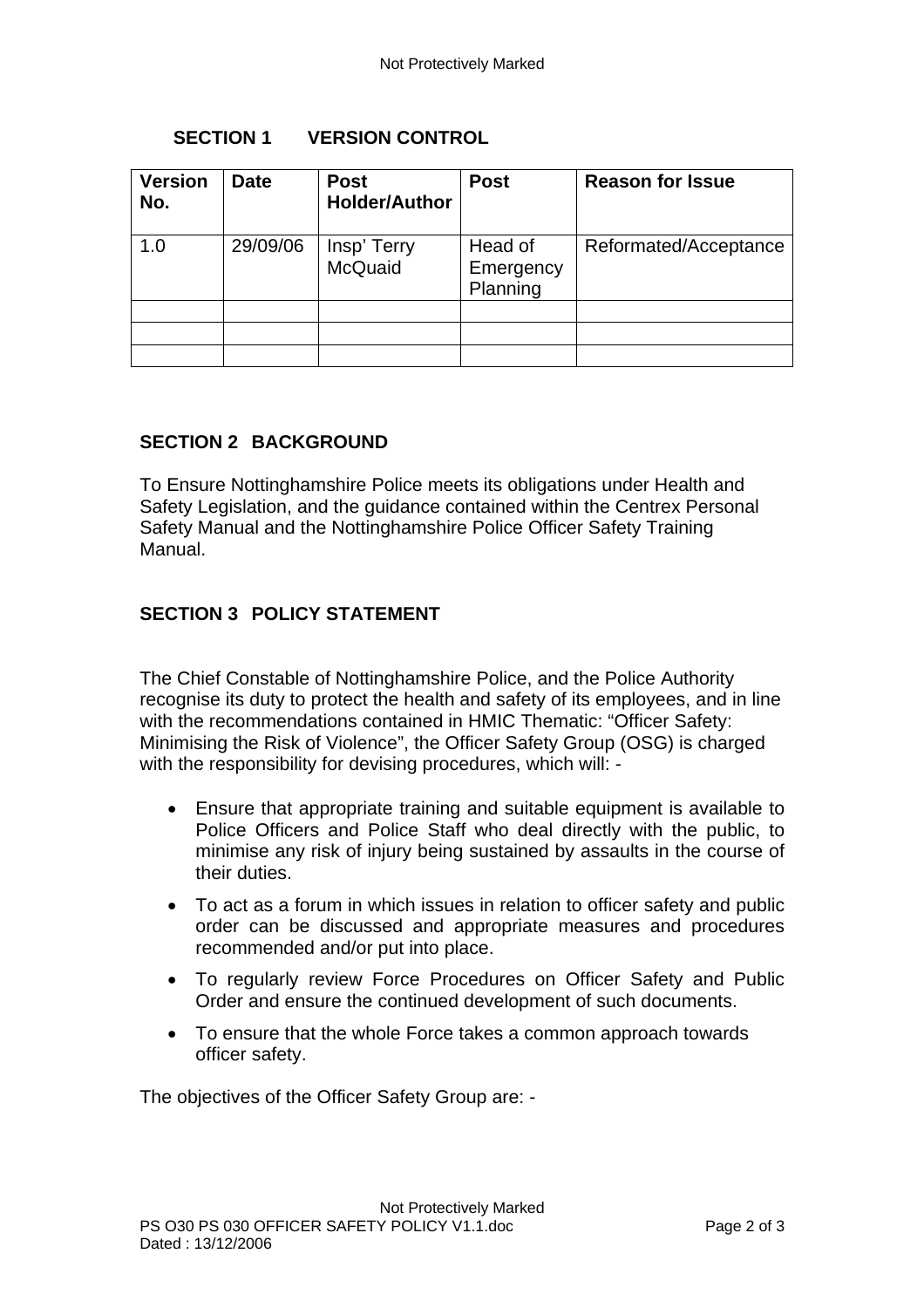## SECTION 1 VERSION CONTROL

| Version No. | Date | Post Holder/Author | Post | Reason for Issue |
|---|---|---|---|---|
| 1.0 | 29/09/06 | Insp' Terry McQuaid | Head of Emergency Planning | Reformated/Acceptance |
| | | | | |
| | | | | |
| | | | | |

## SECTION 2 BACKGROUND

To Ensure Nottinghamshire Police meets its obligations under Health and Safety Legislation, and the guidance contained within the Centrex Personal Safety Manual and the Nottinghamshire Police Officer Safety Training Manual.

## SECTION 3 POLICY STATEMENT

The Chief Constable of Nottinghamshire Police, and the Police Authority recognise its duty to protect the health and safety of its employees, and in line with the recommendations contained in HMIC Thematic: "Officer Safety: Minimising the Risk of Violence", the Officer Safety Group (OSG) is charged with the responsibility for devising procedures, which will: -

- Ensure that appropriate training and suitable equipment is available to Police Officers and Police Staff who deal directly with the public, to minimise any risk of injury being sustained by assaults in the course of their duties.
- To act as a forum in which issues in relation to officer safety and public order can be discussed and appropriate measures and procedures recommended and/or put into place.
- To regularly review Force Procedures on Officer Safety and Public Order and ensure the continued development of such documents.
- To ensure that the whole Force takes a common approach towards officer safety.

The objectives of the Officer Safety Group are: -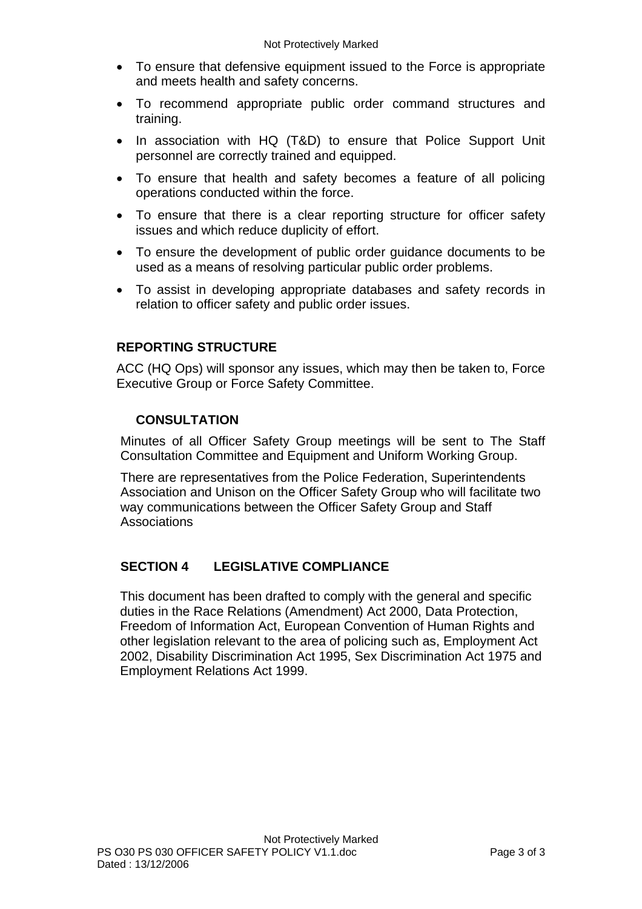- To ensure that defensive equipment issued to the Force is appropriate and meets health and safety concerns.
- To recommend appropriate public order command structures and training.
- In association with HQ (T&D) to ensure that Police Support Unit personnel are correctly trained and equipped.
- To ensure that health and safety becomes a feature of all policing operations conducted within the force.
- To ensure that there is a clear reporting structure for officer safety issues and which reduce duplicity of effort.
- To ensure the development of public order guidance documents to be used as a means of resolving particular public order problems.
- To assist in developing appropriate databases and safety records in relation to officer safety and public order issues.

**REPORTING STRUCTURE**

ACC (HQ Ops) will sponsor any issues, which may then be taken to, Force Executive Group or Force Safety Committee.

**CONSULTATION**

Minutes of all Officer Safety Group meetings will be sent to The Staff Consultation Committee and Equipment and Uniform Working Group.

There are representatives from the Police Federation, Superintendents Association and Unison on the Officer Safety Group who will facilitate two way communications between the Officer Safety Group and Staff Associations

## SECTION 4 LEGISLATIVE COMPLIANCE

This document has been drafted to comply with the general and specific duties in the Race Relations (Amendment) Act 2000, Data Protection, Freedom of Information Act, European Convention of Human Rights and other legislation relevant to the area of policing such as, Employment Act 2002, Disability Discrimination Act 1995, Sex Discrimination Act 1975 and Employment Relations Act 1999.